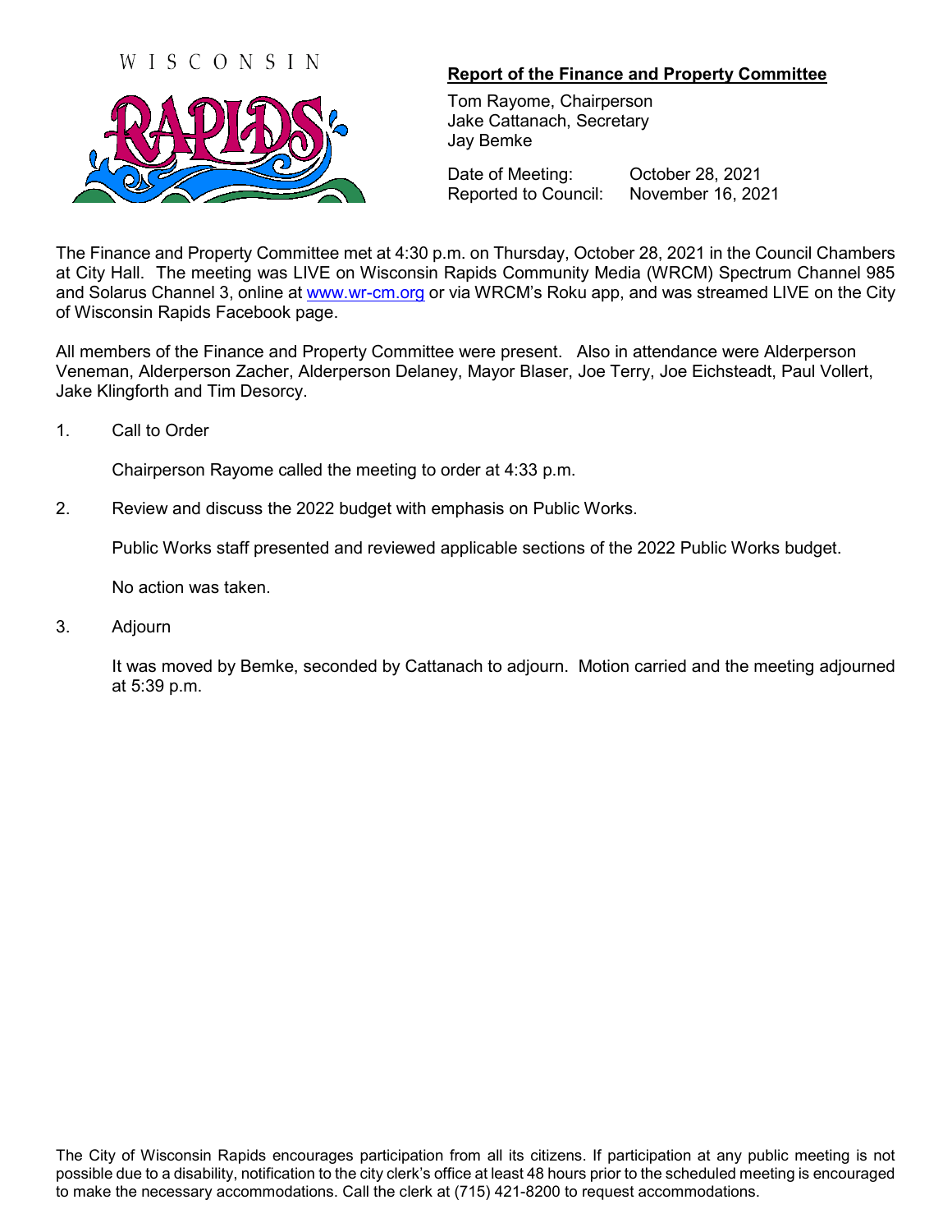WISCONSIN RAPIDS

## Report of the Finance and Property Committee

Tom Rayome, Chairperson
Jake Cattanach, Secretary
Jay Bemke

Date of Meeting: October 28, 2021
Reported to Council: November 16, 2021

The Finance and Property Committee met at 4:30 p.m. on Thursday, October 28, 2021 in the Council Chambers at City Hall. The meeting was LIVE on Wisconsin Rapids Community Media (WRCM) Spectrum Channel 985 and Solarus Channel 3, online at www.wr-cm.org or via WRCM's Roku app, and was streamed LIVE on the City of Wisconsin Rapids Facebook page.

All members of the Finance and Property Committee were present. Also in attendance were Alderperson Veneman, Alderperson Zacher, Alderperson Delaney, Mayor Blaser, Joe Terry, Joe Eichsteadt, Paul Vollert, Jake Klingforth and Tim Desorcy.

1. Call to Order

   Chairperson Rayome called the meeting to order at 4:33 p.m.

2. Review and discuss the 2022 budget with emphasis on Public Works.

   Public Works staff presented and reviewed applicable sections of the 2022 Public Works budget.

   No action was taken.

3. Adjourn

   It was moved by Bemke, seconded by Cattanach to adjourn. Motion carried and the meeting adjourned at 5:39 p.m.

The City of Wisconsin Rapids encourages participation from all its citizens. If participation at any public meeting is not possible due to a disability, notification to the city clerk's office at least 48 hours prior to the scheduled meeting is encouraged to make the necessary accommodations. Call the clerk at (715) 421-8200 to request accommodations.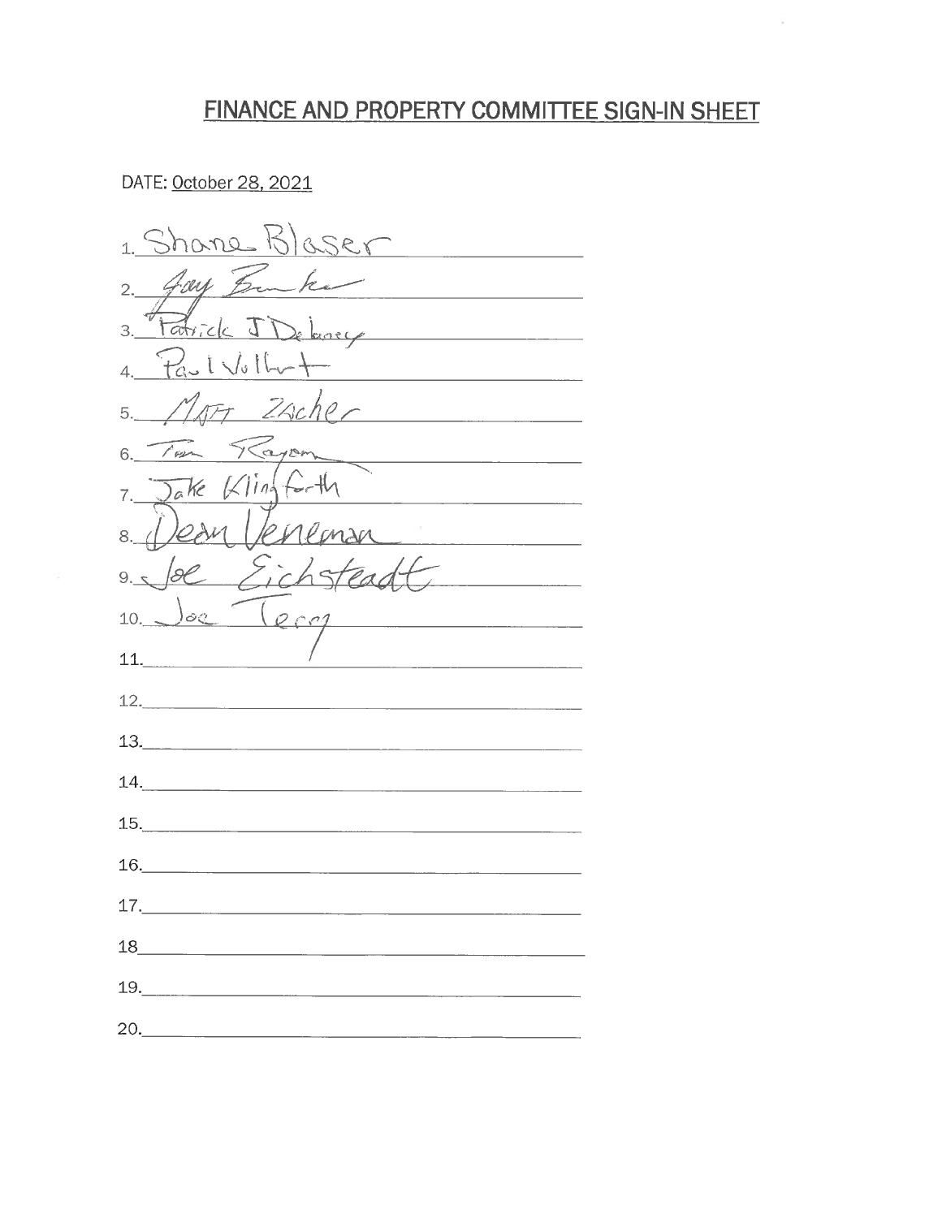# FINANCE AND PROPERTY COMMITTEE SIGN-IN SHEET

DATE: October 28, 2021

1. Shane Blaser
2. Jay Burke
3. Patrick J Delaney
4. Paul Volhert
5. Matt Zacher
6. Tom Rayom
7. Jake Klingforth
8. Dean Veneman
9. Joe Eichstead
10. Joe Terry
11.
12.
13.
14.
15.
16.
17.
18.
19.
20.